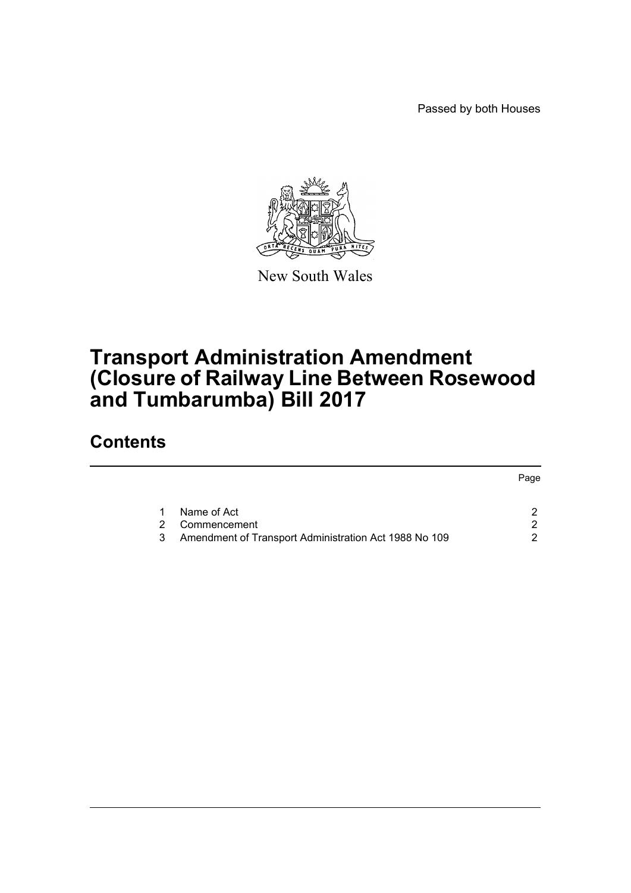Passed by both Houses

New South Wales

# Transport Administration Amendment (Closure of Railway Line Between Rosewood and Tumbarumba) Bill 2017

## Contents

| | | Page |
|---|---|---|
| 1 | Name of Act | 2 |
| 2 | Commencement | 2 |
| 3 | Amendment of Transport Administration Act 1988 No 109 | 2 |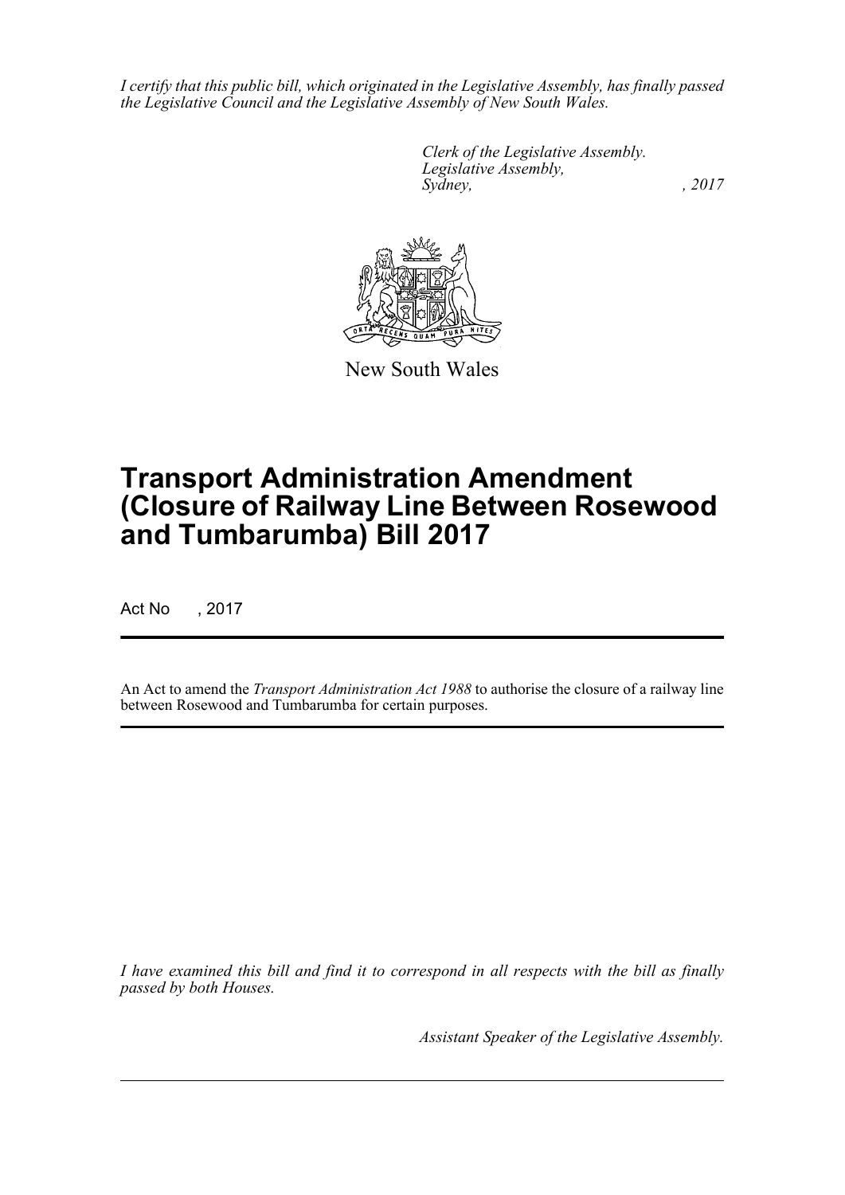*I certify that this public bill, which originated in the Legislative Assembly, has finally passed the Legislative Council and the Legislative Assembly of New South Wales.*

*Clerk of the Legislative Assembly.*
*Legislative Assembly,*
*Sydney, , 2017*

New South Wales

# Transport Administration Amendment (Closure of Railway Line Between Rosewood and Tumbarumba) Bill 2017

Act No , 2017

An Act to amend the *Transport Administration Act 1988* to authorise the closure of a railway line between Rosewood and Tumbarumba for certain purposes.

*I have examined this bill and find it to correspond in all respects with the bill as finally passed by both Houses.*

*Assistant Speaker of the Legislative Assembly.*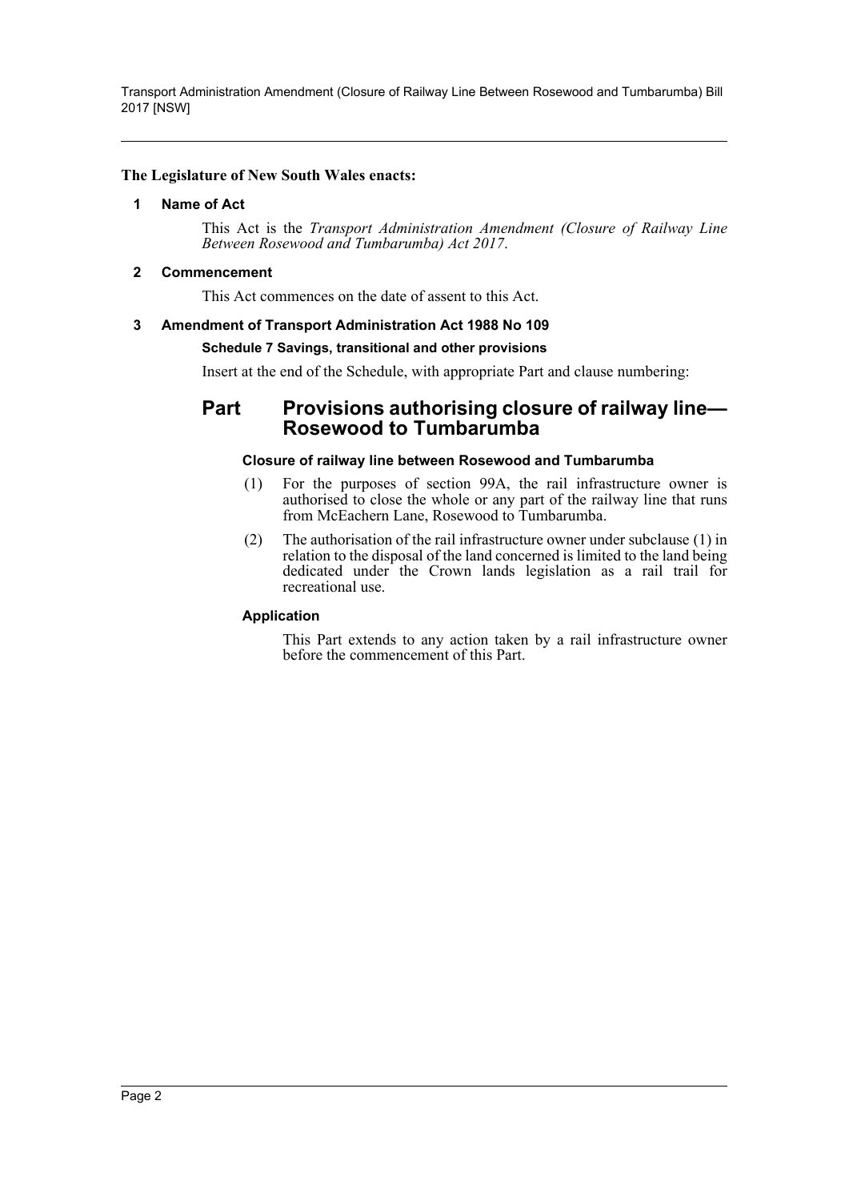**The Legislature of New South Wales enacts:**

### 1 Name of Act

This Act is the *Transport Administration Amendment (Closure of Railway Line Between Rosewood and Tumbarumba) Act 2017*.

### 2 Commencement

This Act commences on the date of assent to this Act.

### 3 Amendment of Transport Administration Act 1988 No 109

#### Schedule 7 Savings, transitional and other provisions

Insert at the end of the Schedule, with appropriate Part and clause numbering:

## Part Provisions authorising closure of railway line—Rosewood to Tumbarumba

#### Closure of railway line between Rosewood and Tumbarumba

(1) For the purposes of section 99A, the rail infrastructure owner is authorised to close the whole or any part of the railway line that runs from McEachern Lane, Rosewood to Tumbarumba.

(2) The authorisation of the rail infrastructure owner under subclause (1) in relation to the disposal of the land concerned is limited to the land being dedicated under the Crown lands legislation as a rail trail for recreational use.

#### Application

This Part extends to any action taken by a rail infrastructure owner before the commencement of this Part.